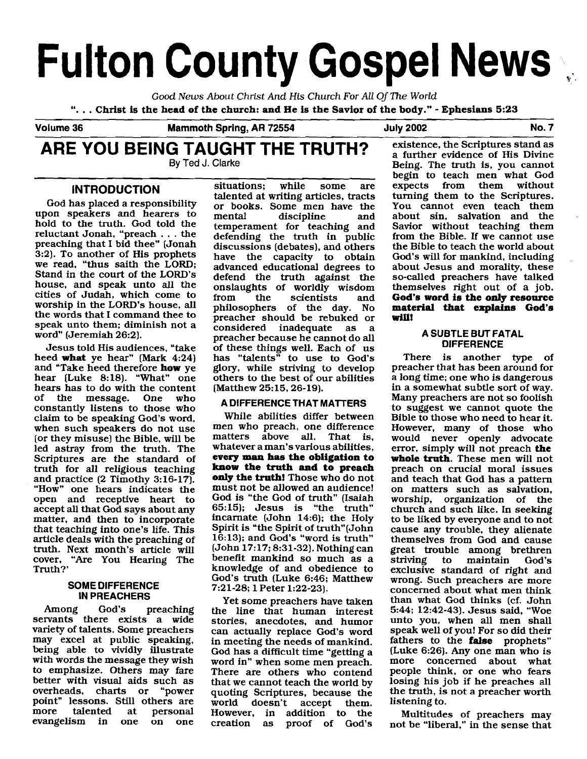# Fulton County Gospel News

*Good News About Christ And His Church For All Of The World*

**". . . Christ is the head of the church: and He is the Savior of the body." - Ephesians 5:23**

**Volume 36 | Mammoth Spring, AR 72554 | July 2002 | No. 7**

## ARE YOU BEING TAUGHT THE TRUTH?

By Ted J. Clarke

### INTRODUCTION

God has placed a responsibility upon speakers and hearers to hold to the truth. God told the reluctant Jonah, "preach . . . the preaching that I bid thee" (Jonah 3:2). To another of His prophets we read, "thus saith the LORD; Stand in the court of the LORD's house, and speak unto all the cities of Judah, which come to worship in the LORD's house, all the words that I command thee to speak unto them; diminish not a word" (Jeremiah 26:2).

Jesus told His audiences, "take heed **what** ye hear" (Mark 4:24) and "Take heed therefore **how** ye hear (Luke 8:18). "What" one hears has to do with the content of the message. One who constantly listens to those who claim to be speaking God's word, when such speakers do not use (or they misuse) the Bible, will be led astray from the truth. The Scriptures are the standard of truth for all religious teaching and practice (2 Timothy 3:16-17). "How" one hears indicates the open and receptive heart to accept all that God says about any matter, and then to incorporate that teaching into one's life. This article deals with the preaching of truth. Next month's article will cover, "Are You Hearing The Truth?'

#### SOME DIFFERENCE IN PREACHERS

Among God's preaching servants there exists a wide variety of talents. Some preachers may excel at public speaking, being able to vividly illustrate with words the message they wish to emphasize. Others may fare better with visual aids such as overheads, charts or "power point" lessons. Still others are more talented at personal evangelism in one on one situations; while some are talented at writing articles, tracts or books. Some men have the mental discipline and temperament for teaching and defending the truth in public discussions (debates), and others have the capacity to obtain advanced educational degrees to defend the truth against the onslaughts of worldly wisdom from the scientists and philosophers of the day. No preacher should be rebuked or considered inadequate as a preacher because he cannot do all of these things well. Each of us has "talents" to use to God's glory, while striving to develop others to the best of our abilities (Matthew 25:15, 26-19).

#### A DIFFERENCE THAT MATTERS

While abilities differ between men who preach, one difference matters above all. That is, whatever a man's various abilities, **every man has the obligation to know the truth and to preach only the truth!** Those who do not must not be allowed an audience! God is "the God of truth" (Isaiah 65:15); Jesus is "the truth" incarnate (John 14:6); the Holy Spirit is "the Spirit of truth"(John 16:13); and God's "word is truth" (John 17:17; 8:31-32). Nothing can benefit mankind so much as a knowledge of and obedience to God's truth (Luke 6:46; Matthew 7:21-28; 1 Peter 1:22-23).

Yet some preachers have taken the line that human interest stories, anecdotes, and humor can actually replace God's word in meeting the needs of mankind. God has a difficult time "getting a word in" when some men preach. There are others who contend that we cannot teach the world by quoting Scriptures, because the world doesn't accept them. However, in addition to the creation as proof of God's existence, the Scriptures stand as a further evidence of His Divine Being. The truth is, you cannot begin to teach men what God expects from them without turning them to the Scriptures. You cannot even teach them about sin, salvation and the Savior without teaching them from the Bible. If we cannot use the Bible to teach the world about God's will for mankind, including about Jesus and morality, these so-called preachers have talked themselves right out of a job. **God's word is the only resource material that explains God's will!**

#### A SUBTLE BUT FATAL DIFFERENCE

There is another type of preacher that has been around for a long time; one who is dangerous in a somewhat subtle sort of way. Many preachers are not so foolish to suggest we cannot quote the Bible to those who need to hear it. However, many of those who would never openly advocate error, simply will not preach **the whole truth**. These men will not preach on crucial moral issues and teach that God has a pattern on matters such as salvation, worship, organization of the church and such like. In seeking to be liked by everyone and to not cause any trouble, they alienate themselves from God and cause great trouble among brethren striving to maintain God's exclusive standard of right and wrong. Such preachers are more concerned about what men think than what God thinks (cf. John 5:44; 12:42-43). Jesus said, "Woe unto you, when all men shall speak well of you! For so did their fathers to the **false** prophets" (Luke 6:26). Any one man who is more concerned about what people think, or one who fears losing his job if he preaches all the truth, is not a preacher worth listening to.

Multitudes of preachers may not be "liberal," in the sense that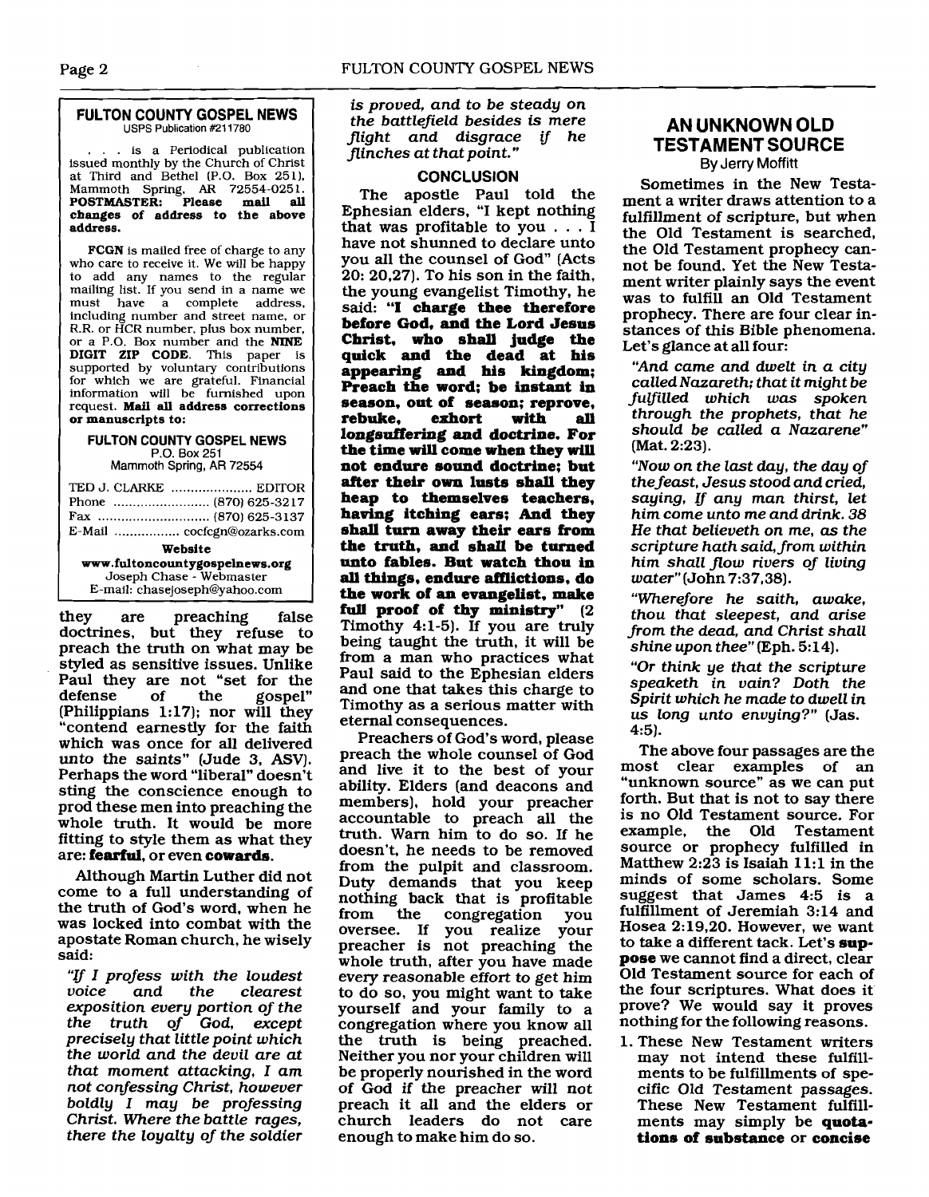**FULTON COUNTY GOSPEL NEWS**
USPS Publication #211780

. . . is a Periodical publication issued monthly by the Church of Christ at Third and Bethel (P.O. Box 251), Mammoth Spring, AR 72554-0251. **POSTMASTER: Please mail all changes of address to the above address.**

**FCGN** is mailed free of charge to any who care to receive it. We will be happy to add any names to the regular mailing list. If you send in a name we must have a complete address, including number and street name, or R.R. or HCR number, plus box number, or a P.O. Box number and the **NINE DIGIT ZIP CODE**. This paper is supported by voluntary contributions for which we are grateful. Financial information will be furnished upon request. **Mail all address corrections or manuscripts to:**

**FULTON COUNTY GOSPEL NEWS**
P.O. Box 251
Mammoth Spring, AR 72554

TED J. CLARKE .................... EDITOR
Phone ......................... (870) 625-3217
Fax ............................ (870) 625-3137
E-Mail ................ cocfcgn@ozarks.com

**Website**
**www.fultoncountygospelnews.org**
Joseph Chase - Webmaster
E-mail: chasejoseph@yahoo.com

they are preaching false doctrines, but they refuse to preach the truth on what may be styled as sensitive issues. Unlike Paul they are not "set for the defense of the gospel" (Philippians 1:17); nor will they "contend earnestly for the faith which was once for all delivered unto the saints" (Jude 3, ASV). Perhaps the word "liberal" doesn't sting the conscience enough to prod these men into preaching the whole truth. It would be more fitting to style them as what they are: **fearful**, or even **cowards**.

Although Martin Luther did not come to a full understanding of the truth of God's word, when he was locked into combat with the apostate Roman church, he wisely said:

*"If I profess with the loudest voice and the clearest exposition every portion of the the truth of God, except precisely that little point which the world and the devil are at that moment attacking, I am not confessing Christ, however boldly I may be professing Christ. Where the battle rages, there the loyalty of the soldier is proved, and to be steady on the battlefield besides is mere flight and disgrace if he flinches at that point."*

### CONCLUSION

The apostle Paul told the Ephesian elders, "I kept nothing that was profitable to you . . . I have not shunned to declare unto you all the counsel of God" (Acts 20: 20,27). To his son in the faith, the young evangelist Timothy, he said: **"I charge thee therefore before God, and the Lord Jesus Christ, who shall judge the quick and the dead at his appearing and his kingdom; Preach the word; be instant in season, out of season; reprove, rebuke, exhort with all longsuffering and doctrine. For the time will come when they will not endure sound doctrine; but after their own lusts shall they heap to themselves teachers, having itching ears; And they shall turn away their ears from the truth, and shall be turned unto fables. But watch thou in all things, endure afflictions, do the work of an evangelist, make full proof of thy ministry"** (2 Timothy 4:1-5). If you are truly being taught the truth, it will be from a man who practices what Paul said to the Ephesian elders and one that takes this charge to Timothy as a serious matter with eternal consequences.

Preachers of God's word, please preach the whole counsel of God and live it to the best of your ability. Elders (and deacons and members), hold your preacher accountable to preach all the truth. Warn him to do so. If he doesn't, he needs to be removed from the pulpit and classroom. Duty demands that you keep nothing back that is profitable from the congregation you oversee. If you realize your preacher is not preaching the whole truth, after you have made every reasonable effort to get him to do so, you might want to take yourself and your family to a congregation where you know all the truth is being preached. Neither you nor your children will be properly nourished in the word of God if the preacher will not preach it all and the elders or church leaders do not care enough to make him do so.

## AN UNKNOWN OLD TESTAMENT SOURCE

By Jerry Moffitt

Sometimes in the New Testament a writer draws attention to a fulfillment of scripture, but when the Old Testament is searched, the Old Testament prophecy cannot be found. Yet the New Testament writer plainly says the event was to fulfill an Old Testament prophecy. There are four clear instances of this Bible phenomena. Let's glance at all four:

*"And came and dwelt in a city called Nazareth; that it might be fulfilled which was spoken through the prophets, that he should be called a Nazarene"* (Mat. 2:23).

*"Now on the last day, the day of the feast, Jesus stood and cried, saying, If any man thirst, let him come unto me and drink. 38 He that believeth on me, as the scripture hath said, from within him shall flow rivers of living water"* (John 7:37,38).

*"Wherefore he saith, awake, thou that sleepest, and arise from the dead, and Christ shall shine upon thee"* (Eph. 5:14).

*"Or think ye that the scripture speaketh in vain? Doth the Spirit which he made to dwell in us long unto envying?"* (Jas. 4:5).

The above four passages are the most clear examples of an "unknown source" as we can put forth. But that is not to say there is no Old Testament source. For example, the Old Testament source or prophecy fulfilled in Matthew 2:23 is Isaiah 11:1 in the minds of some scholars. Some suggest that James 4:5 is a fulfillment of Jeremiah 3:14 and Hosea 2:19,20. However, we want to take a different tack. Let's **suppose** we cannot find a direct, clear Old Testament source for each of the four scriptures. What does it prove? We would say it proves nothing for the following reasons.

1. These New Testament writers may not intend these fulfillments to be fulfillments of specific Old Testament passages. These New Testament fulfillments may simply be **quotations of substance** or **concise**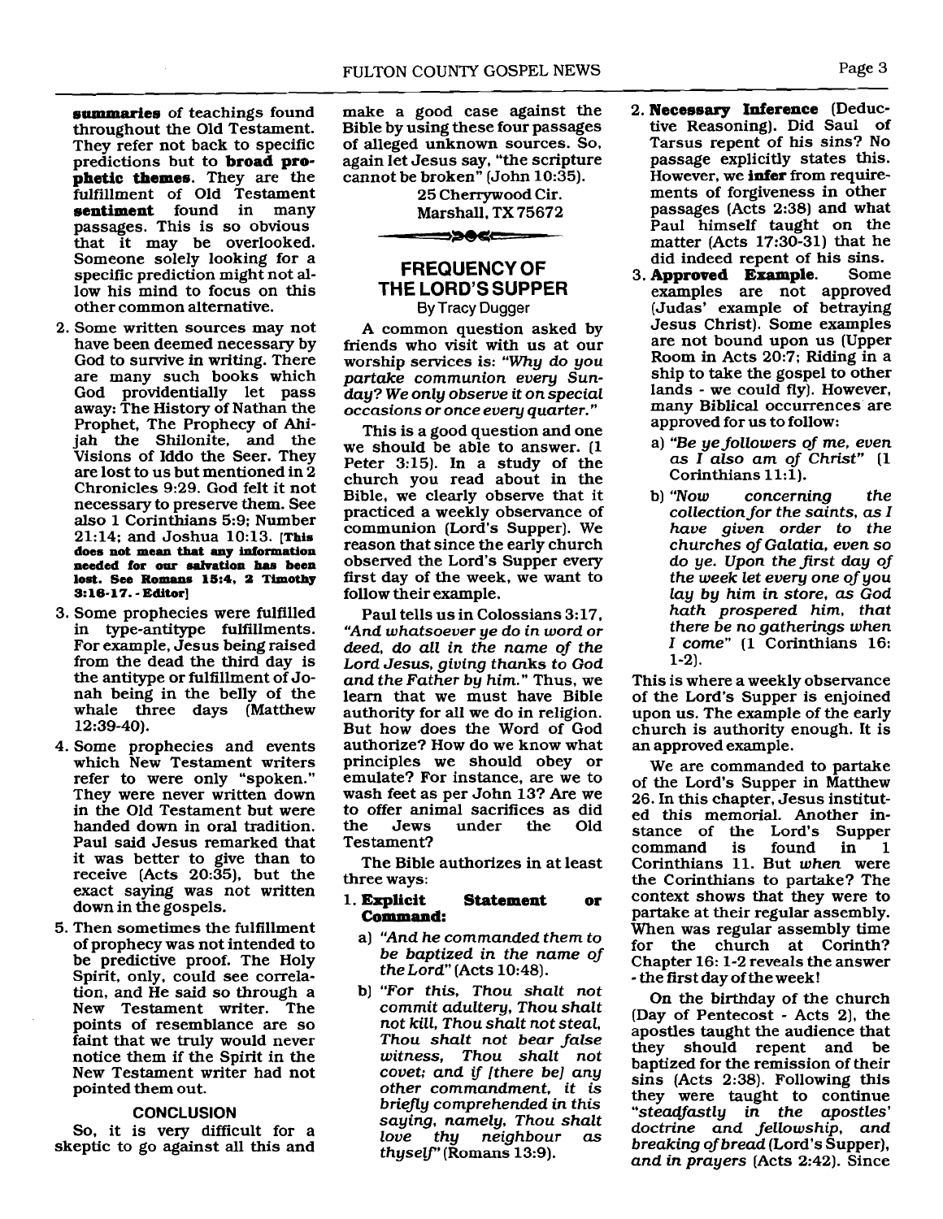**summaries** of teachings found throughout the Old Testament. They refer not back to specific predictions but to **broad prophetic themes**. They are the fulfillment of Old Testament **sentiment** found in many passages. This is so obvious that it may be overlooked. Someone solely looking for a specific prediction might not allow his mind to focus on this other common alternative.

2. Some written sources may not have been deemed necessary by God to survive in writing. There are many such books which God providentially let pass away: The History of Nathan the Prophet, The Prophecy of Ahijah the Shilonite, and the Visions of Iddo the Seer. They are lost to us but mentioned in 2 Chronicles 9:29. God felt it not necessary to preserve them. See also 1 Corinthians 5:9; Number 21:14; and Joshua 10:13. **[This does not mean that any information needed for our salvation has been lost. See Romans 15:4, 2 Timothy 3:16-17. - Editor]**
3. Some prophecies were fulfilled in type-antitype fulfillments. For example, Jesus being raised from the dead the third day is the antitype or fulfillment of Jonah being in the belly of the whale three days (Matthew 12:39-40).
4. Some prophecies and events which New Testament writers refer to were only "spoken." They were never written down in the Old Testament but were handed down in oral tradition. Paul said Jesus remarked that it was better to give than to receive (Acts 20:35), but the exact saying was not written down in the gospels.
5. Then sometimes the fulfillment of prophecy was not intended to be predictive proof. The Holy Spirit, only, could see correlation, and He said so through a New Testament writer. The points of resemblance are so faint that we truly would never notice them if the Spirit in the New Testament writer had not pointed them out.

### CONCLUSION

So, it is very difficult for a skeptic to go against all this and make a good case against the Bible by using these four passages of alleged unknown sources. So, again let Jesus say, "the scripture cannot be broken" (John 10:35).

25 Cherrywood Cir.
Marshall, TX 75672

## FREQUENCY OF THE LORD'S SUPPER

By Tracy Dugger

A common question asked by friends who visit with us at our worship services is: *"Why do you partake communion every Sunday? We only observe it on special occasions or once every quarter."*

This is a good question and one we should be able to answer. (1 Peter 3:15). In a study of the church you read about in the Bible, we clearly observe that it practiced a weekly observance of communion (Lord's Supper). We reason that since the early church observed the Lord's Supper every first day of the week, we want to follow their example.

Paul tells us in Colossians 3:17, *"And whatsoever ye do in word or deed, do all in the name of the Lord Jesus, giving thanks to God and the Father by him."* Thus, we learn that we must have Bible authority for all we do in religion. But how does the Word of God authorize? How do we know what principles we should obey or emulate? For instance, are we to wash feet as per John 13? Are we to offer animal sacrifices as did the Jews under the Old Testament?

The Bible authorizes in at least three ways:

1. **Explicit Statement or Command:**
   a) *"And he commanded them to be baptized in the name of the Lord"* (Acts 10:48).
   b) *"For this, Thou shalt not commit adultery, Thou shalt not kill, Thou shalt not steal, Thou shalt not bear false witness, Thou shalt not covet; and if [there be] any other commandment, it is briefly comprehended in this saying, namely, Thou shalt love thy neighbour as thyself"* (Romans 13:9).
2. **Necessary Inference** (Deductive Reasoning). Did Saul of Tarsus repent of his sins? No passage explicitly states this. However, we **infer** from requirements of forgiveness in other passages (Acts 2:38) and what Paul himself taught on the matter (Acts 17:30-31) that he did indeed repent of his sins.
3. **Approved Example.** Some examples are not approved (Judas' example of betraying Jesus Christ). Some examples are not bound upon us (Upper Room in Acts 20:7; Riding in a ship to take the gospel to other lands - we could fly). However, many Biblical occurrences are approved for us to follow:
   a) *"Be ye followers of me, even as I also am of Christ"* (1 Corinthians 11:1).
   b) *"Now concerning the collection for the saints, as I have given order to the churches of Galatia, even so do ye. Upon the first day of the week let every one of you lay by him in store, as God hath prospered him, that there be no gatherings when I come"* (1 Corinthians 16: 1-2).

This is where a weekly observance of the Lord's Supper is enjoined upon us. The example of the early church is authority enough. It is an approved example.

We are commanded to partake of the Lord's Supper in Matthew 26. In this chapter, Jesus instituted this memorial. Another instance of the Lord's Supper command is found in 1 Corinthians 11. But *when* were the Corinthians to partake? The context shows that they were to partake at their regular assembly. When was regular assembly time for the church at Corinth? Chapter 16: 1-2 reveals the answer - the first day of the week!

On the birthday of the church (Day of Pentecost - Acts 2), the apostles taught the audience that they should repent and be baptized for the remission of their sins (Acts 2:38). Following this they were taught to continue *"steadfastly in the apostles' doctrine and fellowship, and breaking of bread* (Lord's Supper), *and in prayers* (Acts 2:42). Since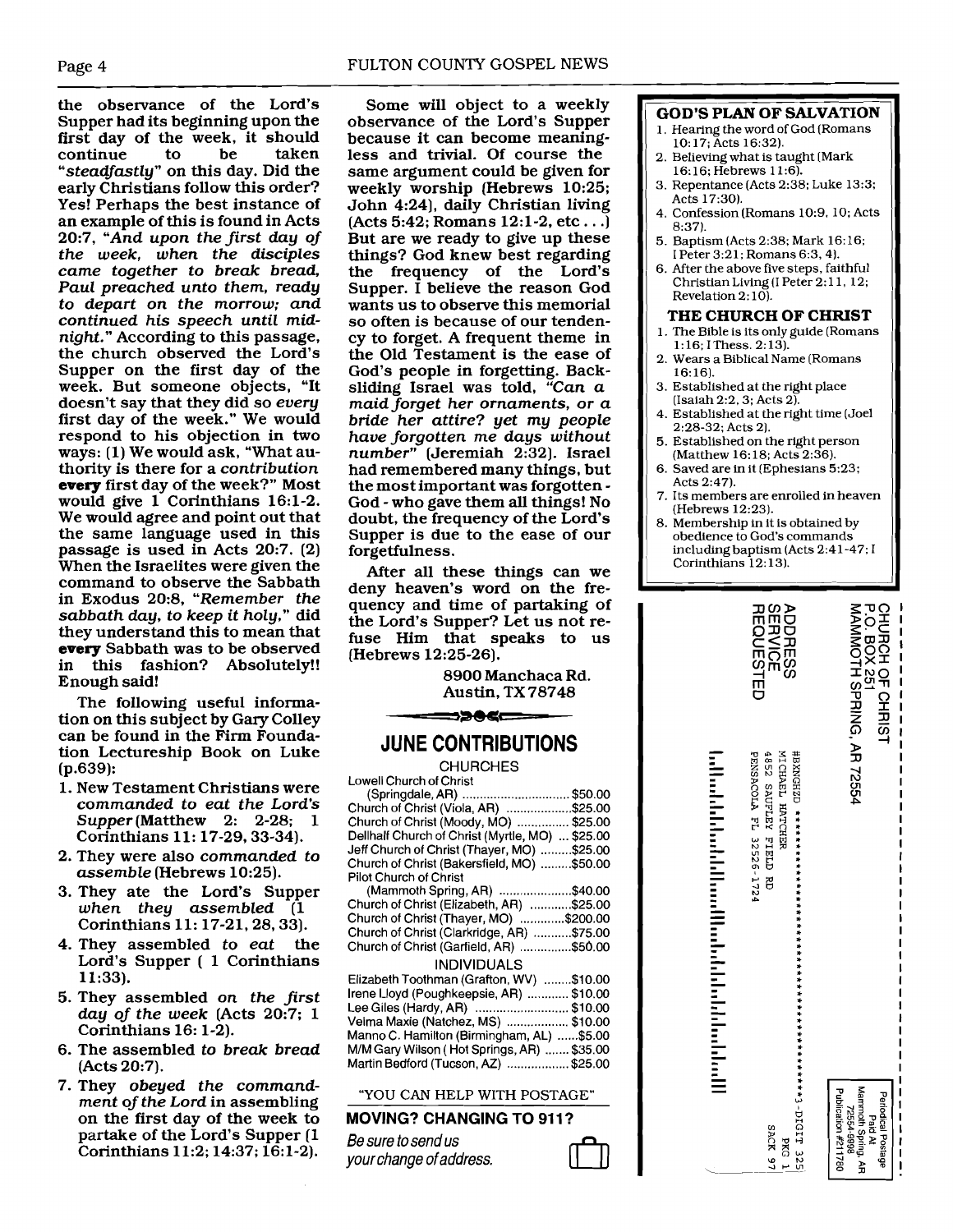the observance of the Lord's Supper had its beginning upon the first day of the week, it should continue to be taken "*steadfastly*" on this day. Did the early Christians follow this order? Yes! Perhaps the best instance of an example of this is found in Acts 20:7, "*And upon the first day of the week, when the disciples came together to break bread, Paul preached unto them, ready to depart on the morrow; and continued his speech until midnight.*" According to this passage, the church observed the Lord's Supper on the first day of the week. But someone objects, "It doesn't say that they did so *every* first day of the week." We would respond to his objection in two ways: (1) We would ask, "What authority is there for a *contribution* **every** first day of the week?" Most would give 1 Corinthians 16:1-2. We would agree and point out that the same language used in this passage is used in Acts 20:7. (2) When the Israelites were given the command to observe the Sabbath in Exodus 20:8, "*Remember the sabbath day, to keep it holy*," did they understand this to mean that **every** Sabbath was to be observed in this fashion? Absolutely!! Enough said!

The following useful information on this subject by Gary Colley can be found in the Firm Foundation Lectureship Book on Luke (p.639):

1. New Testament Christians were *commanded to eat the Lord's Supper* (Matthew 2: 2-28; 1 Corinthians 11: 17-29, 33-34).
2. They were also *commanded to assemble* (Hebrews 10:25).
3. They ate the Lord's Supper *when they assembled* (1 Corinthians 11: 17-21, 28, 33).
4. They assembled *to eat* the Lord's Supper ( 1 Corinthians 11:33).
5. They assembled *on the first day of the week* (Acts 20:7; 1 Corinthians 16: 1-2).
6. The assembled *to break bread* (Acts 20:7).
7. They *obeyed the commandment of the Lord* in assembling on the first day of the week to partake of the Lord's Supper (1 Corinthians 11:2; 14:37; 16:1-2).

Some will object to a weekly observance of the Lord's Supper because it can become meaningless and trivial. Of course the same argument could be given for weekly worship (Hebrews 10:25; John 4:24), daily Christian living (Acts 5:42; Romans 12:1-2, etc . . .) But are we ready to give up these things? God knew best regarding the frequency of the Lord's Supper. I believe the reason God wants us to observe this memorial so often is because of our tendency to forget. A frequent theme in the Old Testament is the ease of God's people in forgetting. Backsliding Israel was told, "*Can a maid forget her ornaments, or a bride her attire? yet my people have forgotten me days without number*" (Jeremiah 2:32). Israel had remembered many things, but the most important was forgotten - God - who gave them all things! No doubt, the frequency of the Lord's Supper is due to the ease of our forgetfulness.

After all these things can we deny heaven's word on the frequency and time of partaking of the Lord's Supper? Let us not refuse Him that speaks to us (Hebrews 12:25-26).

8900 Manchaca Rd.
Austin, TX 78748

## JUNE CONTRIBUTIONS

### CHURCHES

| | |
|---|---|
| Lowell Church of Christ (Springdale, AR) | $50.00 |
| Church of Christ (Viola, AR) | $25.00 |
| Church of Christ (Moody, MO) | $25.00 |
| Dellhalf Church of Christ (Myrtle, MO) | $25.00 |
| Jeff Church of Christ (Thayer, MO) | $25.00 |
| Church of Christ (Bakersfield, MO) | $50.00 |
| Pilot Church of Christ (Mammoth Spring, AR) | $40.00 |
| Church of Christ (Elizabeth, AR) | $25.00 |
| Church of Christ (Thayer, MO) | $200.00 |
| Church of Christ (Clarkridge, AR) | $75.00 |
| Church of Christ (Garfield, AR) | $50.00 |

### INDIVIDUALS

| | |
|---|---|
| Elizabeth Toothman (Grafton, WV) | $10.00 |
| Irene Lloyd (Poughkeepsie, AR) | $10.00 |
| Lee Giles (Hardy, AR) | $10.00 |
| Velma Maxie (Natchez, MS) | $10.00 |
| Manno C. Hamilton (Birmingham, AL) | $5.00 |
| M/M Gary Wilson ( Hot Springs, AR) | $35.00 |
| Martin Bedford (Tucson, AZ) | $25.00 |

"YOU CAN HELP WITH POSTAGE"

**MOVING? CHANGING TO 911?**

*Be sure to send us your change of address.*

## GOD'S PLAN OF SALVATION

1. Hearing the word of God (Romans 10:17; Acts 16:32).
2. Believing what is taught (Mark 16:16; Hebrews 11:6).
3. Repentance (Acts 2:38; Luke 13:3; Acts 17:30).
4. Confession (Romans 10:9, 10; Acts 8:37).
5. Baptism (Acts 2:38; Mark 16:16; I Peter 3:21; Romans 6:3, 4).
6. After the above five steps, faithful Christian Living (I Peter 2:11, 12; Revelation 2:10).

## THE CHURCH OF CHRIST

1. The Bible is its only guide (Romans 1:16; I Thess. 2:13).
2. Wears a Biblical Name (Romans 16:16).
3. Established at the right place (Isaiah 2:2, 3; Acts 2).
4. Established at the right time (Joel 2:28-32; Acts 2).
5. Established on the right person (Matthew 16:18; Acts 2:36).
6. Saved are in it (Ephesians 5:23; Acts 2:47).
7. Its members are enrolled in heaven (Hebrews 12:23).
8. Membership in it is obtained by obedience to God's commands including baptism (Acts 2:41-47; I Corinthians 12:13).

CHURCH OF CHRIST
P.O. BOX 251
MAMMOTH SPRING, AR 72554

ADDRESS SERVICE REQUESTED

#BXNGHZD ****************************3-DIGIT 325
MICHAEL HATCHER PKG 1
4852 SAUFLEY FIELD RD SACK 97
PENSACOLA FL 32526-1724

Periodical Postage Paid At Mammoth Spring, AR 72554-9998 Publication #211780